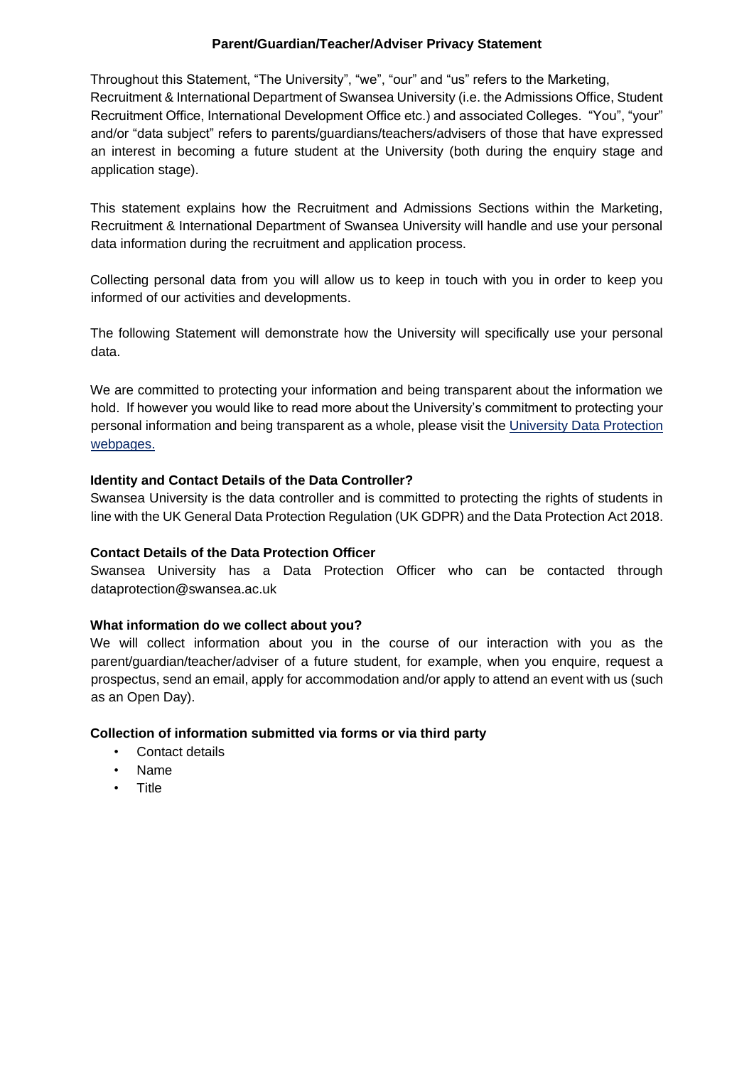# Parent/Guardian/Teacher/Adviser Privacy Statement

Throughout this Statement, "The University", "we", "our" and "us" refers to the Marketing, Recruitment & International Department of Swansea University (i.e. the Admissions Office, Student Recruitment Office, International Development Office etc.) and associated Colleges. "You", "your" and/or "data subject" refers to parents/guardians/teachers/advisers of those that have expressed an interest in becoming a future student at the University (both during the enquiry stage and application stage).

This statement explains how the Recruitment and Admissions Sections within the Marketing, Recruitment & International Department of Swansea University will handle and use your personal data information during the recruitment and application process.

Collecting personal data from you will allow us to keep in touch with you in order to keep you informed of our activities and developments.

The following Statement will demonstrate how the University will specifically use your personal data.

We are committed to protecting your information and being transparent about the information we hold. If however you would like to read more about the University's commitment to protecting your personal information and being transparent as a whole, please visit the University Data Protection webpages.

**Identity and Contact Details of the Data Controller?**

Swansea University is the data controller and is committed to protecting the rights of students in line with the UK General Data Protection Regulation (UK GDPR) and the Data Protection Act 2018.

**Contact Details of the Data Protection Officer**

Swansea University has a Data Protection Officer who can be contacted through dataprotection@swansea.ac.uk

**What information do we collect about you?**

We will collect information about you in the course of our interaction with you as the parent/guardian/teacher/adviser of a future student, for example, when you enquire, request a prospectus, send an email, apply for accommodation and/or apply to attend an event with us (such as an Open Day).

**Collection of information submitted via forms or via third party**

- Contact details
- Name
- Title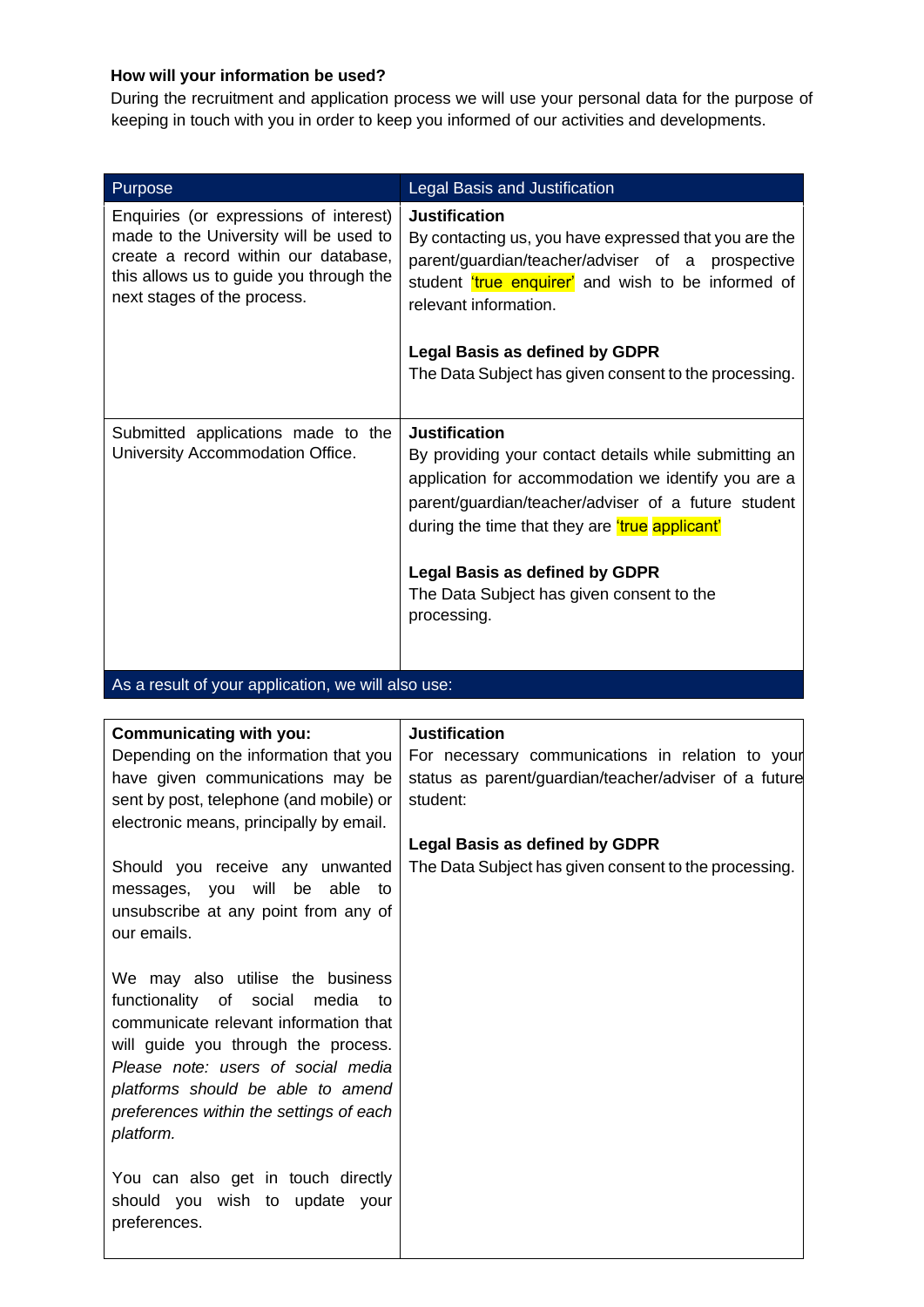**How will your information be used?**

During the recruitment and application process we will use your personal data for the purpose of keeping in touch with you in order to keep you informed of our activities and developments.

| Purpose | Legal Basis and Justification |
|---|---|
| Enquiries (or expressions of interest) made to the University will be used to create a record within our database, this allows us to guide you through the next stages of the process. | **Justification**<br>By contacting us, you have expressed that you are the parent/guardian/teacher/adviser of a prospective student 'true enquirer' and wish to be informed of relevant information.<br><br>**Legal Basis as defined by GDPR**<br>The Data Subject has given consent to the processing. |
| Submitted applications made to the University Accommodation Office. | **Justification**<br>By providing your contact details while submitting an application for accommodation we identify you are a parent/guardian/teacher/adviser of a future student during the time that they are 'true applicant'<br><br>**Legal Basis as defined by GDPR**<br>The Data Subject has given consent to the processing. |
| As a result of your application, we will also use: | |

| | |
|---|---|
| **Communicating with you:**<br>Depending on the information that you have given communications may be sent by post, telephone (and mobile) or electronic means, principally by email.<br><br>Should you receive any unwanted messages, you will be able to unsubscribe at any point from any of our emails.<br><br>We may also utilise the business functionality of social media to communicate relevant information that will guide you through the process. *Please note: users of social media platforms should be able to amend preferences within the settings of each platform.*<br><br>You can also get in touch directly should you wish to update your preferences. | **Justification**<br>For necessary communications in relation to your status as parent/guardian/teacher/adviser of a future student:<br><br>**Legal Basis as defined by GDPR**<br>The Data Subject has given consent to the processing. |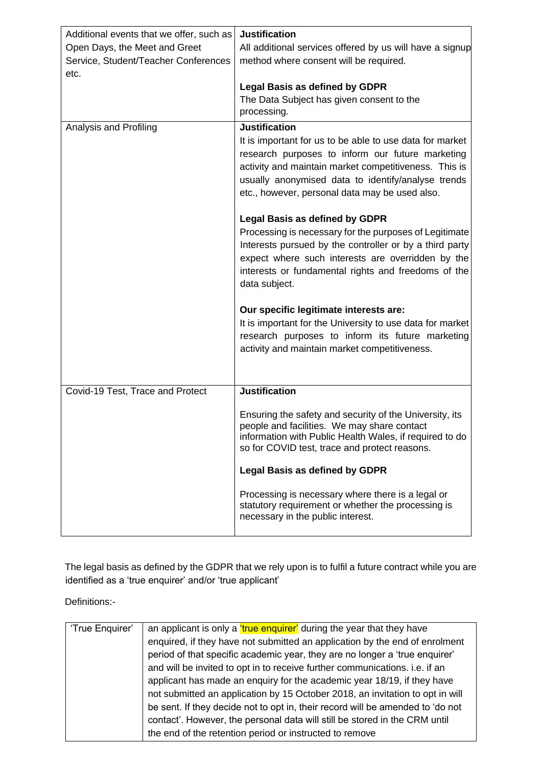| | |
|---|---|
| Additional events that we offer, such as Open Days, the Meet and Greet Service, Student/Teacher Conferences etc. | **Justification**<br>All additional services offered by us will have a signup method where consent will be required.<br><br>**Legal Basis as defined by GDPR**<br>The Data Subject has given consent to the processing. |
| Analysis and Profiling | **Justification**<br>It is important for us to be able to use data for market research purposes to inform our future marketing activity and maintain market competitiveness. This is usually anonymised data to identify/analyse trends etc., however, personal data may be used also.<br><br>**Legal Basis as defined by GDPR**<br>Processing is necessary for the purposes of Legitimate Interests pursued by the controller or by a third party expect where such interests are overridden by the interests or fundamental rights and freedoms of the data subject.<br><br>**Our specific legitimate interests are:**<br>It is important for the University to use data for market research purposes to inform its future marketing activity and maintain market competitiveness. |
| Covid-19 Test, Trace and Protect | **Justification**<br><br>Ensuring the safety and security of the University, its people and facilities. We may share contact information with Public Health Wales, if required to do so for COVID test, trace and protect reasons.<br><br>**Legal Basis as defined by GDPR**<br><br>Processing is necessary where there is a legal or statutory requirement or whether the processing is necessary in the public interest. |

The legal basis as defined by the GDPR that we rely upon is to fulfil a future contract while you are identified as a 'true enquirer' and/or 'true applicant'

Definitions:-

| | |
|---|---|
| 'True Enquirer' | an applicant is only a 'true enquirer' during the year that they have enquired, if they have not submitted an application by the end of enrolment period of that specific academic year, they are no longer a 'true enquirer' and will be invited to opt in to receive further communications. i.e. if an applicant has made an enquiry for the academic year 18/19, if they have not submitted an application by 15 October 2018, an invitation to opt in will be sent. If they decide not to opt in, their record will be amended to 'do not contact'. However, the personal data will still be stored in the CRM until the end of the retention period or instructed to remove |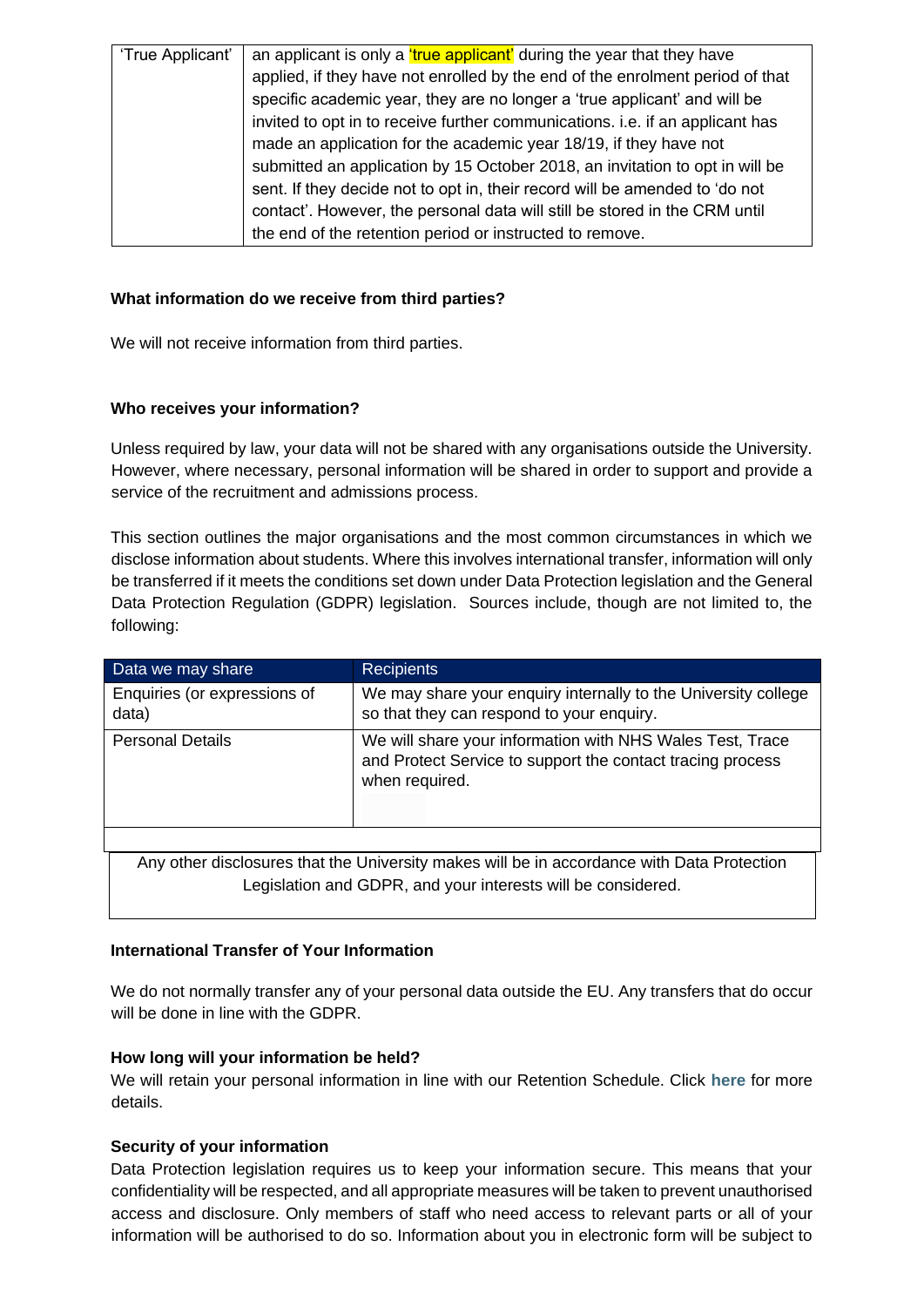| 'True Applicant' | an applicant is only a 'true applicant' during the year that they have applied, if they have not enrolled by the end of the enrolment period of that specific academic year, they are no longer a 'true applicant' and will be invited to opt in to receive further communications. i.e. if an applicant has made an application for the academic year 18/19, if they have not submitted an application by 15 October 2018, an invitation to opt in will be sent. If they decide not to opt in, their record will be amended to 'do not contact'. However, the personal data will still be stored in the CRM until the end of the retention period or instructed to remove. |
|---|---|

**What information do we receive from third parties?**

We will not receive information from third parties.

**Who receives your information?**

Unless required by law, your data will not be shared with any organisations outside the University. However, where necessary, personal information will be shared in order to support and provide a service of the recruitment and admissions process.

This section outlines the major organisations and the most common circumstances in which we disclose information about students. Where this involves international transfer, information will only be transferred if it meets the conditions set down under Data Protection legislation and the General Data Protection Regulation (GDPR) legislation. Sources include, though are not limited to, the following:

| Data we may share | Recipients |
|---|---|
| Enquiries (or expressions of data) | We may share your enquiry internally to the University college so that they can respond to your enquiry. |
| Personal Details | We will share your information with NHS Wales Test, Trace and Protect Service to support the contact tracing process when required. |

Any other disclosures that the University makes will be in accordance with Data Protection Legislation and GDPR, and your interests will be considered.

**International Transfer of Your Information**

We do not normally transfer any of your personal data outside the EU. Any transfers that do occur will be done in line with the GDPR.

**How long will your information be held?**

We will retain your personal information in line with our Retention Schedule. Click **here** for more details.

**Security of your information**

Data Protection legislation requires us to keep your information secure. This means that your confidentiality will be respected, and all appropriate measures will be taken to prevent unauthorised access and disclosure. Only members of staff who need access to relevant parts or all of your information will be authorised to do so. Information about you in electronic form will be subject to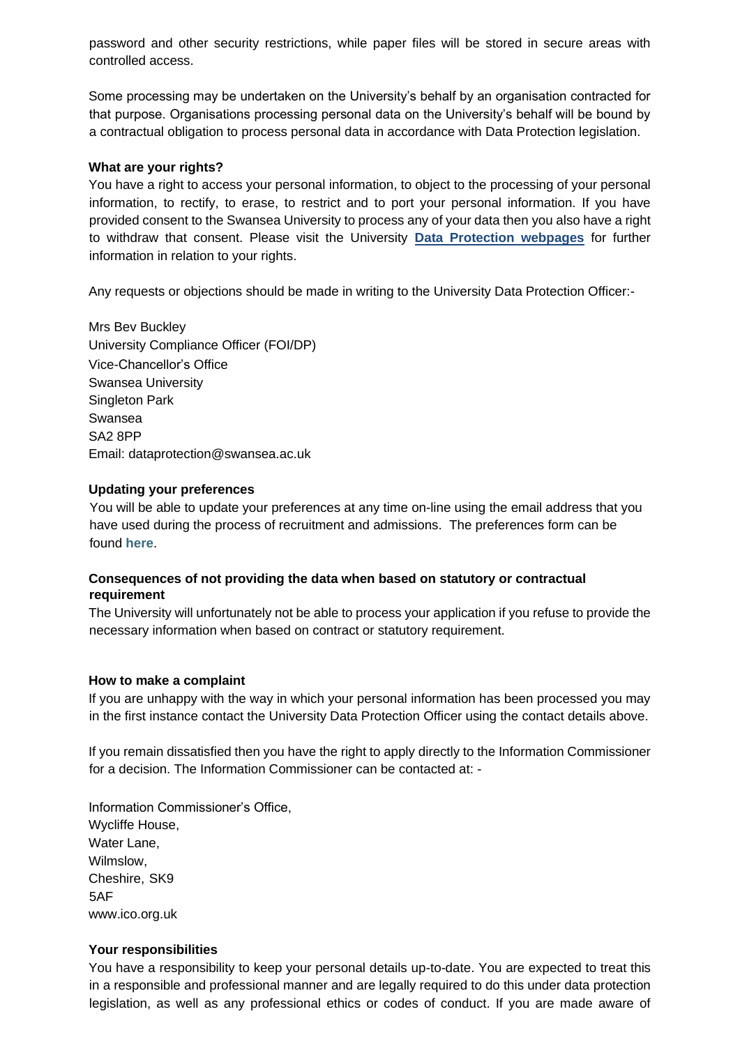password and other security restrictions, while paper files will be stored in secure areas with controlled access.

Some processing may be undertaken on the University's behalf by an organisation contracted for that purpose. Organisations processing personal data on the University's behalf will be bound by a contractual obligation to process personal data in accordance with Data Protection legislation.

**What are your rights?**

You have a right to access your personal information, to object to the processing of your personal information, to rectify, to erase, to restrict and to port your personal information. If you have provided consent to the Swansea University to process any of your data then you also have a right to withdraw that consent. Please visit the University **Data Protection webpages** for further information in relation to your rights.

Any requests or objections should be made in writing to the University Data Protection Officer:-

Mrs Bev Buckley
University Compliance Officer (FOI/DP)
Vice-Chancellor's Office
Swansea University
Singleton Park
Swansea
SA2 8PP
Email: dataprotection@swansea.ac.uk

**Updating your preferences**

You will be able to update your preferences at any time on-line using the email address that you have used during the process of recruitment and admissions. The preferences form can be found **here**.

**Consequences of not providing the data when based on statutory or contractual requirement**

The University will unfortunately not be able to process your application if you refuse to provide the necessary information when based on contract or statutory requirement.

**How to make a complaint**

If you are unhappy with the way in which your personal information has been processed you may in the first instance contact the University Data Protection Officer using the contact details above.

If you remain dissatisfied then you have the right to apply directly to the Information Commissioner for a decision. The Information Commissioner can be contacted at: -

Information Commissioner's Office,
Wycliffe House,
Water Lane,
Wilmslow,
Cheshire, SK9
5AF
www.ico.org.uk

**Your responsibilities**

You have a responsibility to keep your personal details up-to-date. You are expected to treat this in a responsible and professional manner and are legally required to do this under data protection legislation, as well as any professional ethics or codes of conduct. If you are made aware of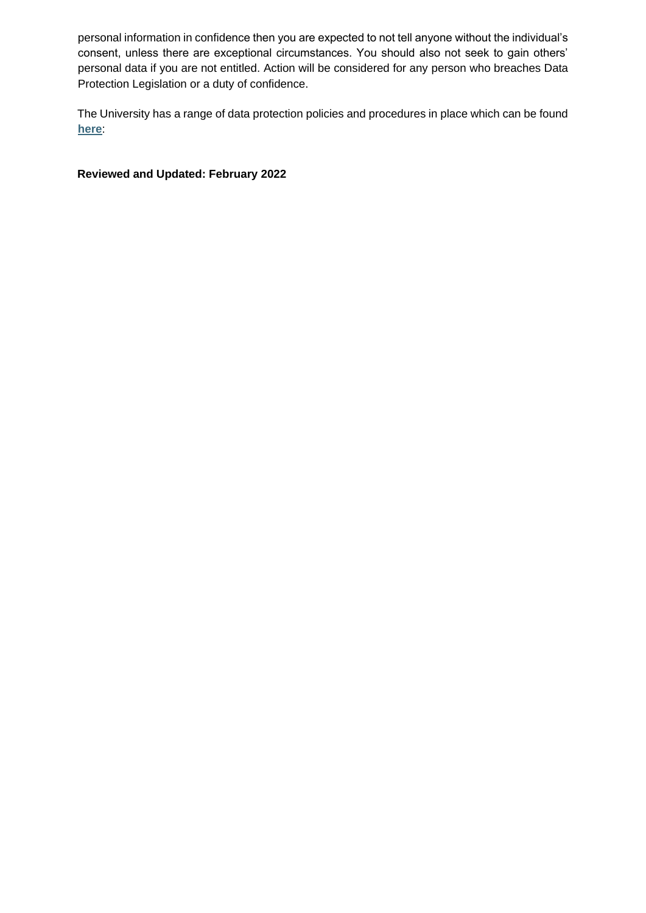personal information in confidence then you are expected to not tell anyone without the individual's consent, unless there are exceptional circumstances. You should also not seek to gain others' personal data if you are not entitled. Action will be considered for any person who breaches Data Protection Legislation or a duty of confidence.

The University has a range of data protection policies and procedures in place which can be found **here**:

**Reviewed and Updated: February 2022**